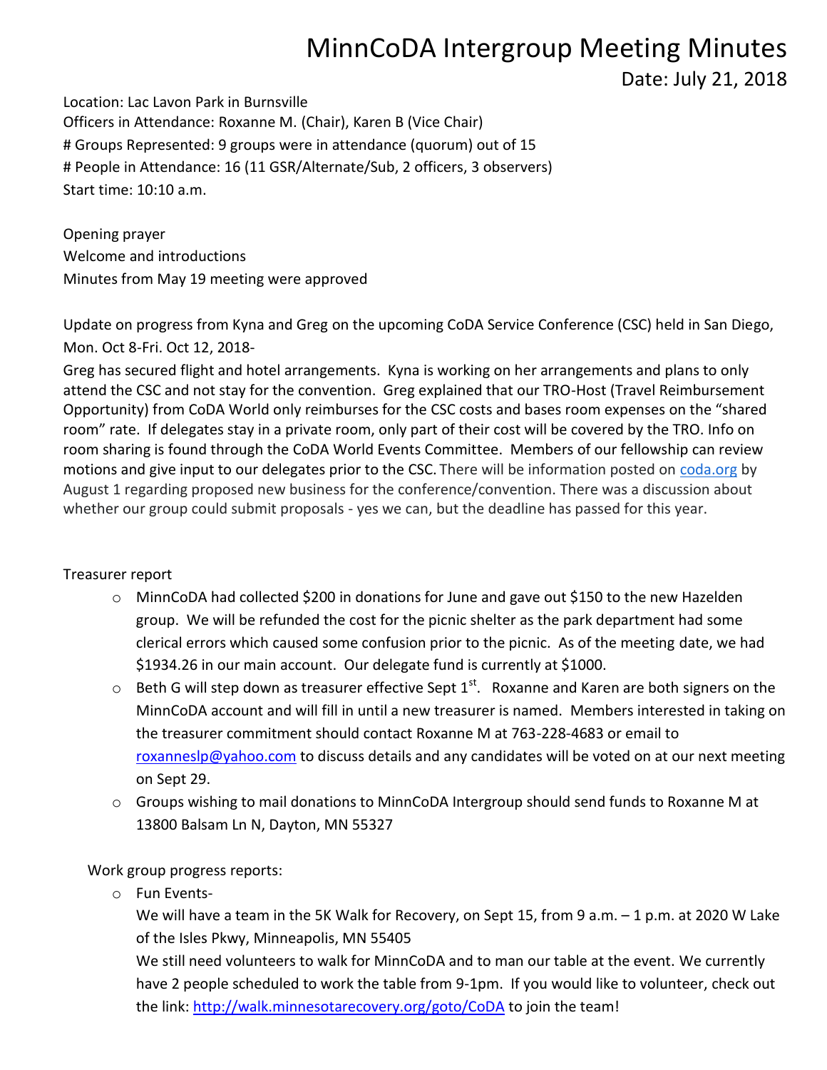# MinnCoDA Intergroup Meeting Minutes

Date: July 21, 2018

Location: Lac Lavon Park in Burnsville
Officers in Attendance: Roxanne M. (Chair), Karen B (Vice Chair)
# Groups Represented: 9 groups were in attendance (quorum) out of 15
# People in Attendance: 16 (11 GSR/Alternate/Sub, 2 officers, 3 observers)
Start time: 10:10 a.m.

Opening prayer
Welcome and introductions
Minutes from May 19 meeting were approved

Update on progress from Kyna and Greg on the upcoming CoDA Service Conference (CSC) held in San Diego, Mon. Oct 8-Fri. Oct 12, 2018-
Greg has secured flight and hotel arrangements. Kyna is working on her arrangements and plans to only attend the CSC and not stay for the convention. Greg explained that our TRO-Host (Travel Reimbursement Opportunity) from CoDA World only reimburses for the CSC costs and bases room expenses on the "shared room" rate. If delegates stay in a private room, only part of their cost will be covered by the TRO. Info on room sharing is found through the CoDA World Events Committee. Members of our fellowship can review motions and give input to our delegates prior to the CSC. There will be information posted on [coda.org](coda.org) by August 1 regarding proposed new business for the conference/convention. There was a discussion about whether our group could submit proposals - yes we can, but the deadline has passed for this year.

Treasurer report

- MinnCoDA had collected $200 in donations for June and gave out $150 to the new Hazelden group. We will be refunded the cost for the picnic shelter as the park department had some clerical errors which caused some confusion prior to the picnic. As of the meeting date, we had $1934.26 in our main account. Our delegate fund is currently at $1000.
- Beth G will step down as treasurer effective Sept 1st. Roxanne and Karen are both signers on the MinnCoDA account and will fill in until a new treasurer is named. Members interested in taking on the treasurer commitment should contact Roxanne M at 763-228-4683 or email to [roxanneslp@yahoo.com](mailto:roxanneslp@yahoo.com) to discuss details and any candidates will be voted on at our next meeting on Sept 29.
- Groups wishing to mail donations to MinnCoDA Intergroup should send funds to Roxanne M at 13800 Balsam Ln N, Dayton, MN 55327

Work group progress reports:

- Fun Events-
  We will have a team in the 5K Walk for Recovery, on Sept 15, from 9 a.m. – 1 p.m. at 2020 W Lake of the Isles Pkwy, Minneapolis, MN 55405
  We still need volunteers to walk for MinnCoDA and to man our table at the event. We currently have 2 people scheduled to work the table from 9-1pm. If you would like to volunteer, check out the link: [http://walk.minnesotarecovery.org/goto/CoDA](http://walk.minnesotarecovery.org/goto/CoDA) to join the team!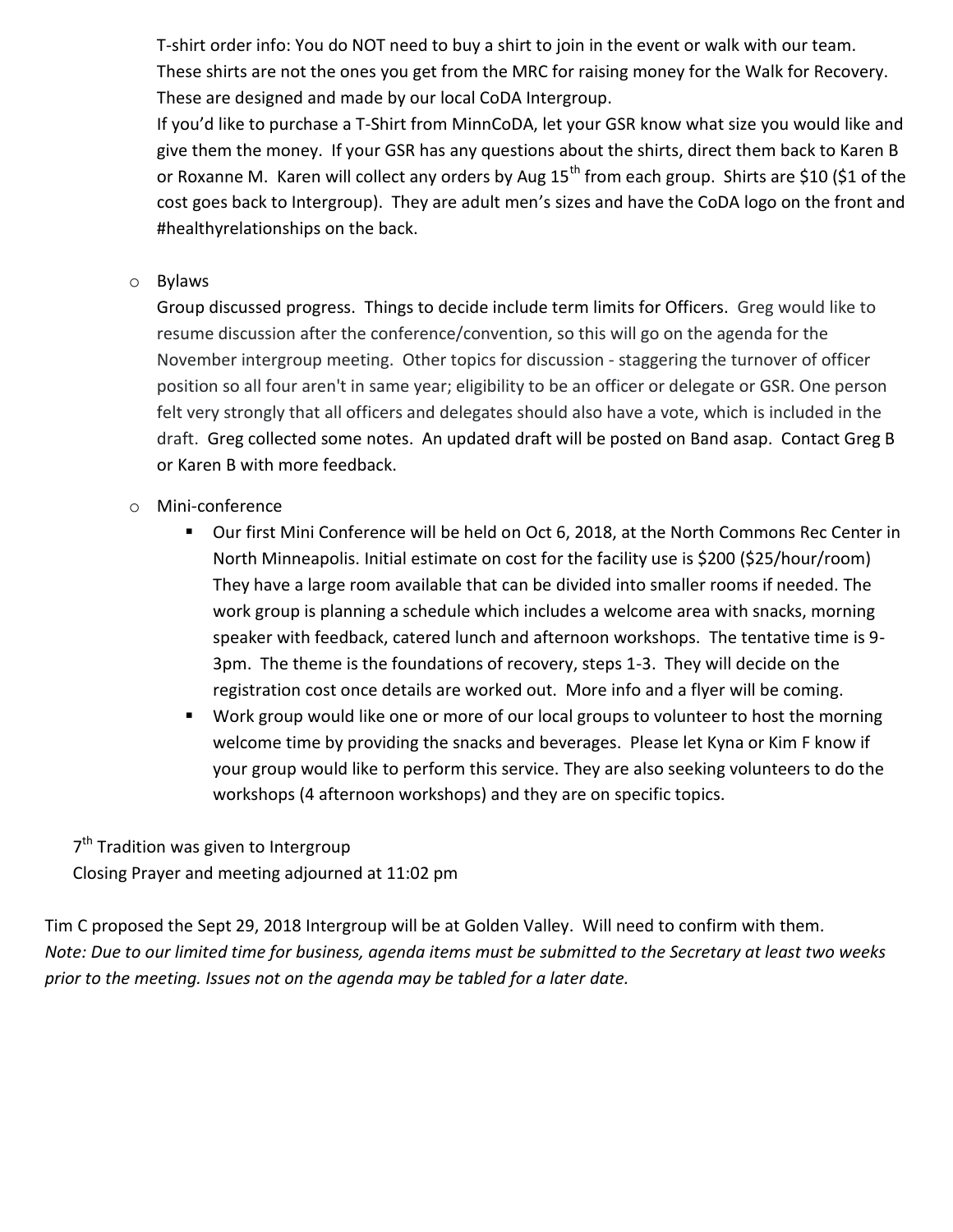T-shirt order info: You do NOT need to buy a shirt to join in the event or walk with our team. These shirts are not the ones you get from the MRC for raising money for the Walk for Recovery. These are designed and made by our local CoDA Intergroup.

If you'd like to purchase a T-Shirt from MinnCoDA, let your GSR know what size you would like and give them the money. If your GSR has any questions about the shirts, direct them back to Karen B or Roxanne M. Karen will collect any orders by Aug 15th from each group. Shirts are $10 ($1 of the cost goes back to Intergroup). They are adult men's sizes and have the CoDA logo on the front and #healthyrelationships on the back.

- Bylaws

  Group discussed progress. Things to decide include term limits for Officers. Greg would like to resume discussion after the conference/convention, so this will go on the agenda for the November intergroup meeting. Other topics for discussion - staggering the turnover of officer position so all four aren't in same year; eligibility to be an officer or delegate or GSR. One person felt very strongly that all officers and delegates should also have a vote, which is included in the draft. Greg collected some notes. An updated draft will be posted on Band asap. Contact Greg B or Karen B with more feedback.

- Mini-conference
  - Our first Mini Conference will be held on Oct 6, 2018, at the North Commons Rec Center in North Minneapolis. Initial estimate on cost for the facility use is $200 ($25/hour/room) They have a large room available that can be divided into smaller rooms if needed. The work group is planning a schedule which includes a welcome area with snacks, morning speaker with feedback, catered lunch and afternoon workshops. The tentative time is 9-3pm. The theme is the foundations of recovery, steps 1-3. They will decide on the registration cost once details are worked out. More info and a flyer will be coming.
  - Work group would like one or more of our local groups to volunteer to host the morning welcome time by providing the snacks and beverages. Please let Kyna or Kim F know if your group would like to perform this service. They are also seeking volunteers to do the workshops (4 afternoon workshops) and they are on specific topics.

7th Tradition was given to Intergroup

Closing Prayer and meeting adjourned at 11:02 pm

Tim C proposed the Sept 29, 2018 Intergroup will be at Golden Valley. Will need to confirm with them.

*Note: Due to our limited time for business, agenda items must be submitted to the Secretary at least two weeks prior to the meeting. Issues not on the agenda may be tabled for a later date.*